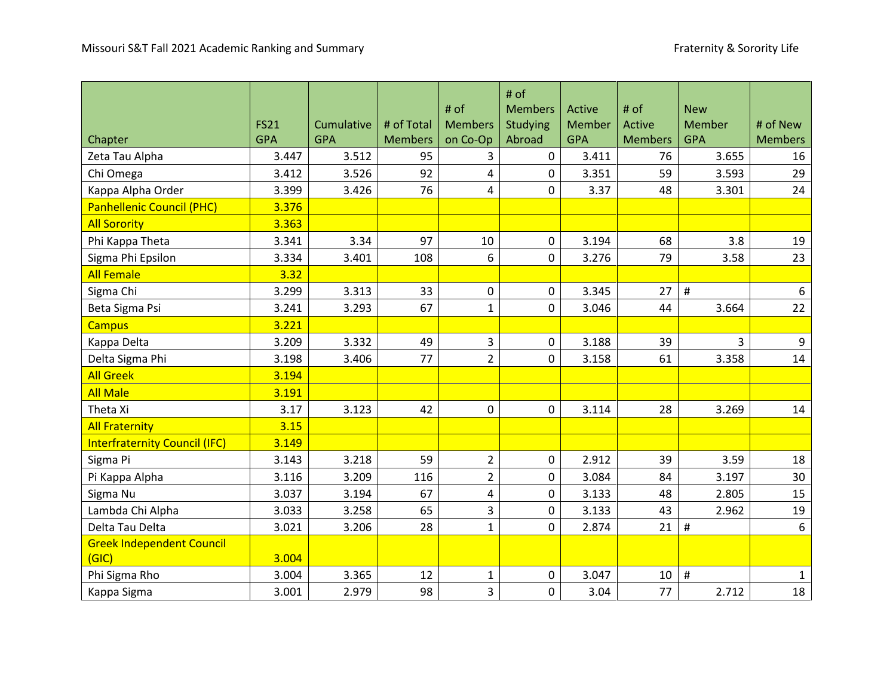Missouri S&T Fall 2021 Academic Ranking and Summary

Fraternity & Sorority Life

| Chapter | FS21 GPA | Cumulative GPA | # of Total Members | # of Members on Co-Op | # of Members Studying Abroad | Active Member GPA | # of Active Members | New Member GPA | # of New Members |
|---|---|---|---|---|---|---|---|---|---|
| Zeta Tau Alpha | 3.447 | 3.512 | 95 | 3 | 0 | 3.411 | 76 | 3.655 | 16 |
| Chi Omega | 3.412 | 3.526 | 92 | 4 | 0 | 3.351 | 59 | 3.593 | 29 |
| Kappa Alpha Order | 3.399 | 3.426 | 76 | 4 | 0 | 3.37 | 48 | 3.301 | 24 |
| Panhellenic Council (PHC) | 3.376 | | | | | | | | |
| All Sorority | 3.363 | | | | | | | | |
| Phi Kappa Theta | 3.341 | 3.34 | 97 | 10 | 0 | 3.194 | 68 | 3.8 | 19 |
| Sigma Phi Epsilon | 3.334 | 3.401 | 108 | 6 | 0 | 3.276 | 79 | 3.58 | 23 |
| All Female | 3.32 | | | | | | | | |
| Sigma Chi | 3.299 | 3.313 | 33 | 0 | 0 | 3.345 | 27 | # | 6 |
| Beta Sigma Psi | 3.241 | 3.293 | 67 | 1 | 0 | 3.046 | 44 | 3.664 | 22 |
| Campus | 3.221 | | | | | | | | |
| Kappa Delta | 3.209 | 3.332 | 49 | 3 | 0 | 3.188 | 39 | 3 | 9 |
| Delta Sigma Phi | 3.198 | 3.406 | 77 | 2 | 0 | 3.158 | 61 | 3.358 | 14 |
| All Greek | 3.194 | | | | | | | | |
| All Male | 3.191 | | | | | | | | |
| Theta Xi | 3.17 | 3.123 | 42 | 0 | 0 | 3.114 | 28 | 3.269 | 14 |
| All Fraternity | 3.15 | | | | | | | | |
| Interfraternity Council (IFC) | 3.149 | | | | | | | | |
| Sigma Pi | 3.143 | 3.218 | 59 | 2 | 0 | 2.912 | 39 | 3.59 | 18 |
| Pi Kappa Alpha | 3.116 | 3.209 | 116 | 2 | 0 | 3.084 | 84 | 3.197 | 30 |
| Sigma Nu | 3.037 | 3.194 | 67 | 4 | 0 | 3.133 | 48 | 2.805 | 15 |
| Lambda Chi Alpha | 3.033 | 3.258 | 65 | 3 | 0 | 3.133 | 43 | 2.962 | 19 |
| Delta Tau Delta | 3.021 | 3.206 | 28 | 1 | 0 | 2.874 | 21 | # | 6 |
| Greek Independent Council (GIC) | 3.004 | | | | | | | | |
| Phi Sigma Rho | 3.004 | 3.365 | 12 | 1 | 0 | 3.047 | 10 | # | 1 |
| Kappa Sigma | 3.001 | 2.979 | 98 | 3 | 0 | 3.04 | 77 | 2.712 | 18 |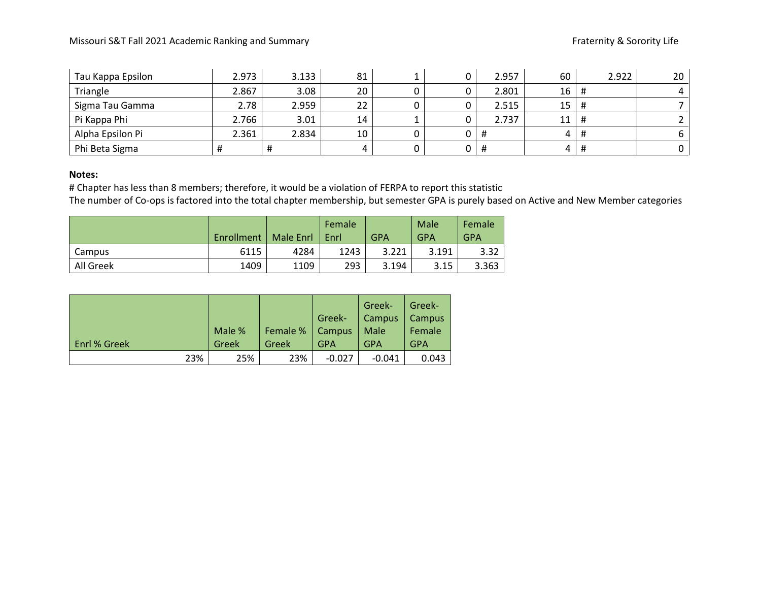| | | | | | | | | | |
|---|---|---|---|---|---|---|---|---|---|
| Tau Kappa Epsilon | 2.973 | 3.133 | 81 | 1 | 0 | 2.957 | 60 | 2.922 | 20 |
| Triangle | 2.867 | 3.08 | 20 | 0 | 0 | 2.801 | 16 | # | 4 |
| Sigma Tau Gamma | 2.78 | 2.959 | 22 | 0 | 0 | 2.515 | 15 | # | 7 |
| Pi Kappa Phi | 2.766 | 3.01 | 14 | 1 | 0 | 2.737 | 11 | # | 2 |
| Alpha Epsilon Pi | 2.361 | 2.834 | 10 | 0 | 0 | # | 4 | # | 6 |
| Phi Beta Sigma | # | # | 4 | 0 | 0 | # | 4 | # | 0 |

**Notes:**

# Chapter has less than 8 members; therefore, it would be a violation of FERPA to report this statistic

The number of Co-ops is factored into the total chapter membership, but semester GPA is purely based on Active and New Member categories

| | Enrollment | Male Enrl | Female Enrl | GPA | Male GPA | Female GPA |
|---|---|---|---|---|---|---|
| Campus | 6115 | 4284 | 1243 | 3.221 | 3.191 | 3.32 |
| All Greek | 1409 | 1109 | 293 | 3.194 | 3.15 | 3.363 |

| Enrl % Greek | Male % Greek | Female % Greek | Greek-Campus GPA | Greek-Campus Male GPA | Greek-Campus Female GPA |
|---|---|---|---|---|---|
| 23% | 25% | 23% | -0.027 | -0.041 | 0.043 |